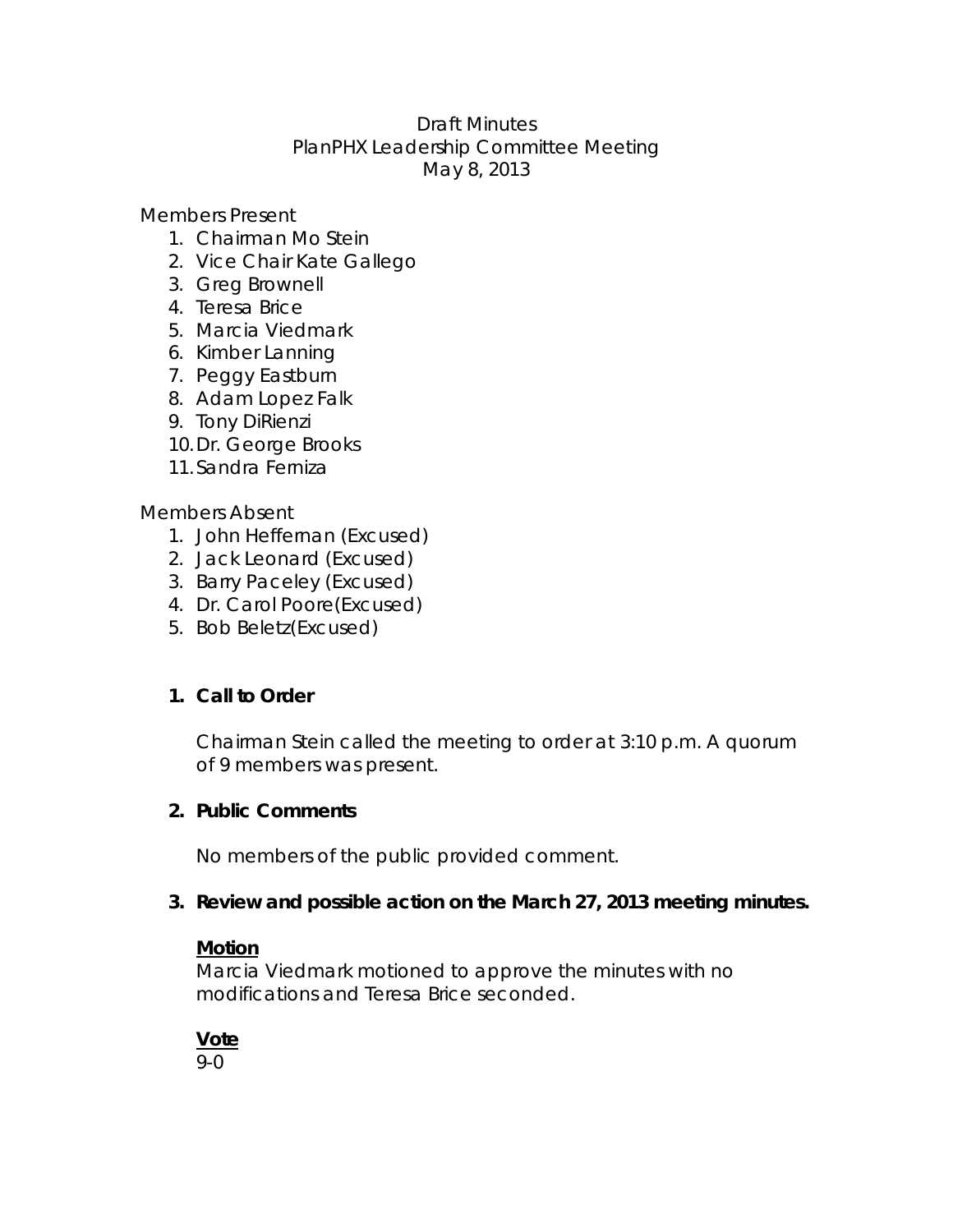Draft Minutes
PlanPHX Leadership Committee Meeting
May 8, 2013

Members Present

1. Chairman Mo Stein
2. Vice Chair Kate Gallego
3. Greg Brownell
4. Teresa Brice
5. Marcia Viedmark
6. Kimber Lanning
7. Peggy Eastburn
8. Adam Lopez Falk
9. Tony DiRienzi
10. Dr. George Brooks
11. Sandra Ferniza

Members Absent

1. John Heffernan (Excused)
2. Jack Leonard (Excused)
3. Barry Paceley (Excused)
4. Dr. Carol Poore(Excused)
5. Bob Beletz(Excused)

**1. Call to Order**

Chairman Stein called the meeting to order at 3:10 p.m. A quorum of 9 members was present.

**2. Public Comments**

No members of the public provided comment.

**3. Review and possible action on the March 27, 2013 meeting minutes.**

**Motion**
Marcia Viedmark motioned to approve the minutes with no modifications and Teresa Brice seconded.

**Vote**
9-0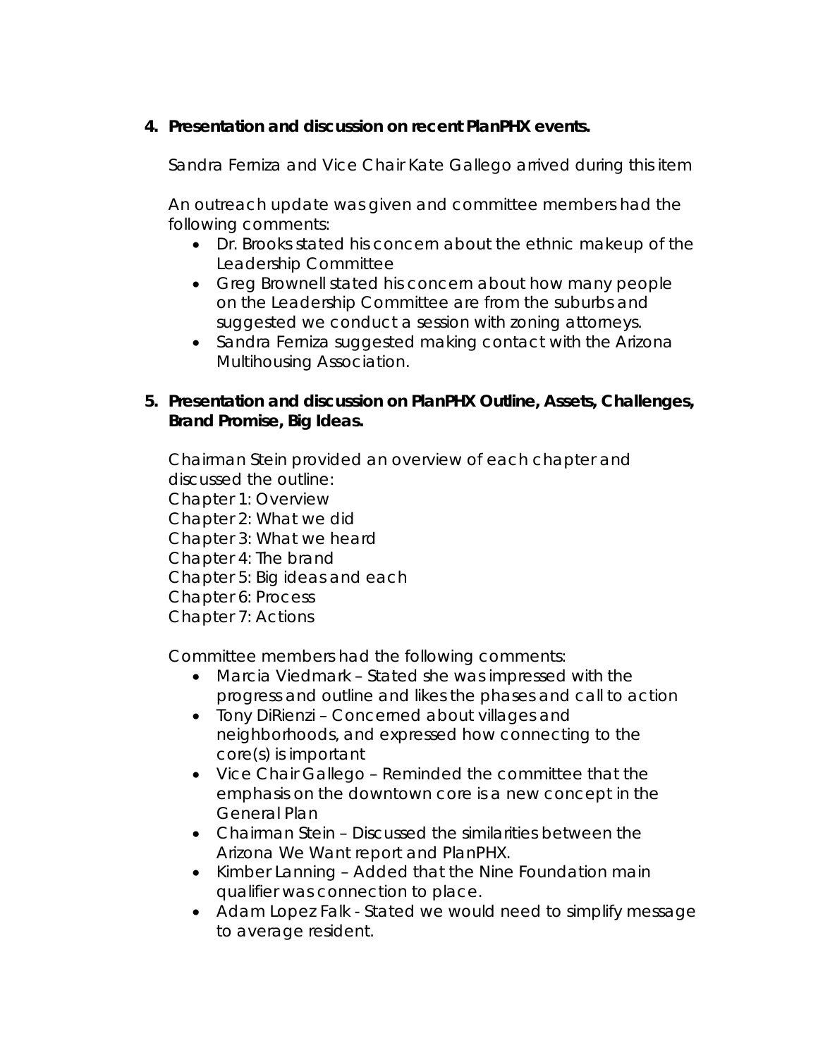4. **Presentation and discussion on recent PlanPHX events.**

   Sandra Ferniza and Vice Chair Kate Gallego arrived during this item

   An outreach update was given and committee members had the following comments:

   - Dr. Brooks stated his concern about the ethnic makeup of the Leadership Committee
   - Greg Brownell stated his concern about how many people on the Leadership Committee are from the suburbs and suggested we conduct a session with zoning attorneys.
   - Sandra Ferniza suggested making contact with the Arizona Multihousing Association.

5. **Presentation and discussion on PlanPHX Outline, Assets, Challenges, Brand Promise, Big Ideas.**

   Chairman Stein provided an overview of each chapter and discussed the outline:
   Chapter 1: Overview
   Chapter 2: What we did
   Chapter 3: What we heard
   Chapter 4: The brand
   Chapter 5: Big ideas and each
   Chapter 6: Process
   Chapter 7: Actions

   Committee members had the following comments:

   - Marcia Viedmark – Stated she was impressed with the progress and outline and likes the phases and call to action
   - Tony DiRienzi – Concerned about villages and neighborhoods, and expressed how connecting to the core(s) is important
   - Vice Chair Gallego – Reminded the committee that the emphasis on the downtown core is a new concept in the General Plan
   - Chairman Stein – Discussed the similarities between the Arizona We Want report and PlanPHX.
   - Kimber Lanning – Added that the Nine Foundation main qualifier was connection to place.
   - Adam Lopez Falk - Stated we would need to simplify message to average resident.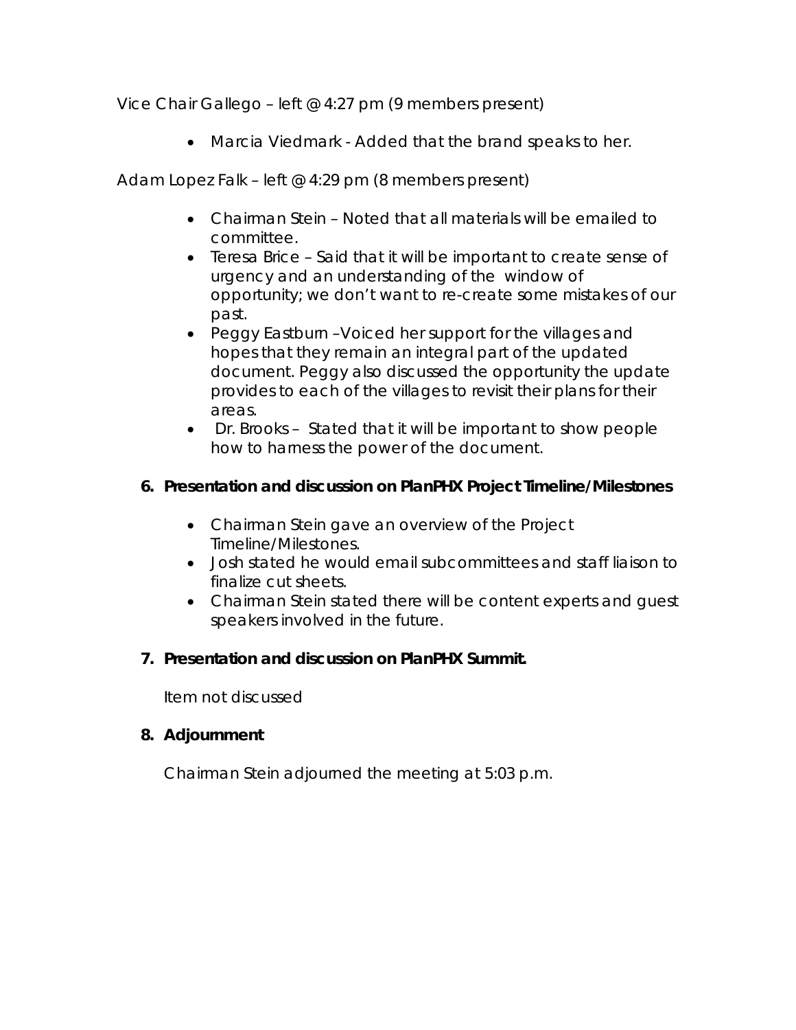Vice Chair Gallego – left @ 4:27 pm (9 members present)

- Marcia Viedmark - Added that the brand speaks to her.

Adam Lopez Falk – left @ 4:29 pm (8 members present)

- Chairman Stein – Noted that all materials will be emailed to committee.
- Teresa Brice – Said that it will be important to create sense of urgency and an understanding of the window of opportunity; we don't want to re-create some mistakes of our past.
- Peggy Eastburn –Voiced her support for the villages and hopes that they remain an integral part of the updated document. Peggy also discussed the opportunity the update provides to each of the villages to revisit their plans for their areas.
- Dr. Brooks – Stated that it will be important to show people how to harness the power of the document.

**6. Presentation and discussion on PlanPHX Project Timeline/Milestones**

- Chairman Stein gave an overview of the Project Timeline/Milestones.
- Josh stated he would email subcommittees and staff liaison to finalize cut sheets.
- Chairman Stein stated there will be content experts and guest speakers involved in the future.

**7. Presentation and discussion on PlanPHX Summit.**

Item not discussed

**8. Adjournment**

Chairman Stein adjourned the meeting at 5:03 p.m.